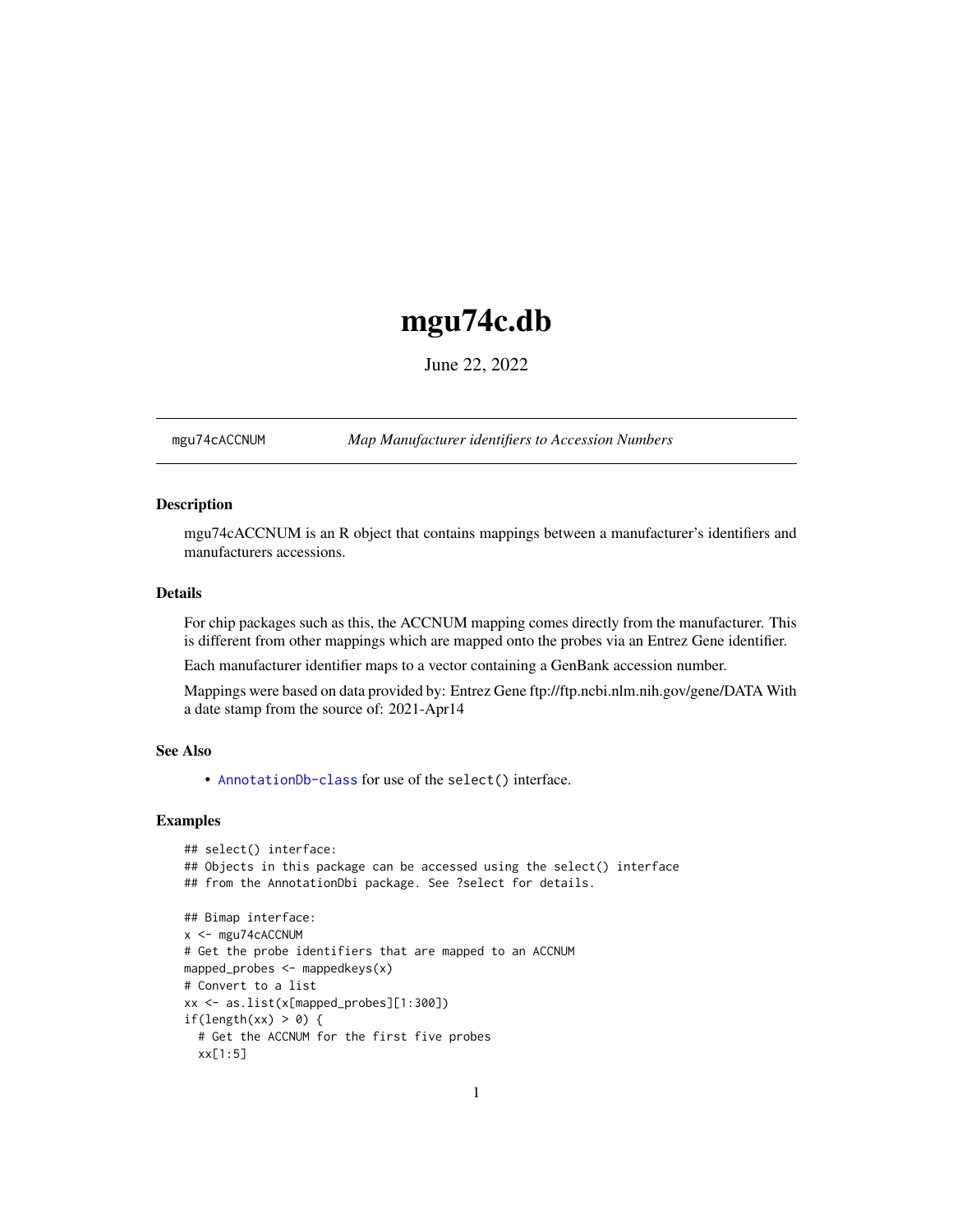# mgu74c.db

June 22, 2022

mgu74cACCNUM — *Map Manufacturer identifiers to Accession Numbers*

### Description

mgu74cACCNUM is an R object that contains mappings between a manufacturer's identifiers and manufacturers accessions.

### Details

For chip packages such as this, the ACCNUM mapping comes directly from the manufacturer. This is different from other mappings which are mapped onto the probes via an Entrez Gene identifier.

Each manufacturer identifier maps to a vector containing a GenBank accession number.

Mappings were based on data provided by: Entrez Gene ftp://ftp.ncbi.nlm.nih.gov/gene/DATA With a date stamp from the source of: 2021-Apr14

### See Also

- AnnotationDb-class for use of the `select()` interface.

### Examples

```
## select() interface:
## Objects in this package can be accessed using the select() interface
## from the AnnotationDbi package. See ?select for details.

## Bimap interface:
x <- mgu74cACCNUM
# Get the probe identifiers that are mapped to an ACCNUM
mapped_probes <- mappedkeys(x)
# Convert to a list
xx <- as.list(x[mapped_probes][1:300])
if(length(xx) > 0) {
  # Get the ACCNUM for the first five probes
  xx[1:5]
```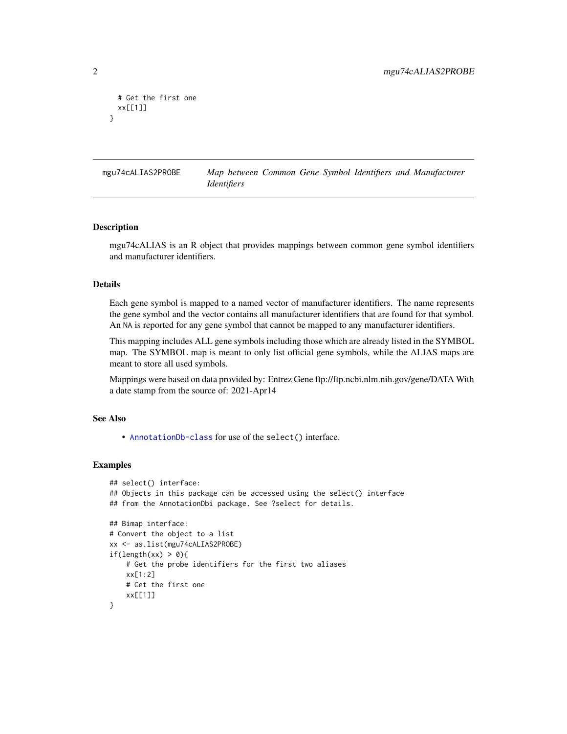```
  # Get the first one
  xx[[1]]
}
```

## mgu74cALIAS2PROBE — *Map between Common Gene Symbol Identifiers and Manufacturer Identifiers*

### Description

mgu74cALIAS is an R object that provides mappings between common gene symbol identifiers and manufacturer identifiers.

### Details

Each gene symbol is mapped to a named vector of manufacturer identifiers. The name represents the gene symbol and the vector contains all manufacturer identifiers that are found for that symbol. An NA is reported for any gene symbol that cannot be mapped to any manufacturer identifiers.

This mapping includes ALL gene symbols including those which are already listed in the SYMBOL map. The SYMBOL map is meant to only list official gene symbols, while the ALIAS maps are meant to store all used symbols.

Mappings were based on data provided by: Entrez Gene ftp://ftp.ncbi.nlm.nih.gov/gene/DATA With a date stamp from the source of: 2021-Apr14

### See Also

- AnnotationDb-class for use of the `select()` interface.

### Examples

```
## select() interface:
## Objects in this package can be accessed using the select() interface
## from the AnnotationDbi package. See ?select for details.

## Bimap interface:
# Convert the object to a list
xx <- as.list(mgu74cALIAS2PROBE)
if(length(xx) > 0){
    # Get the probe identifiers for the first two aliases
    xx[1:2]
    # Get the first one
    xx[[1]]
}
```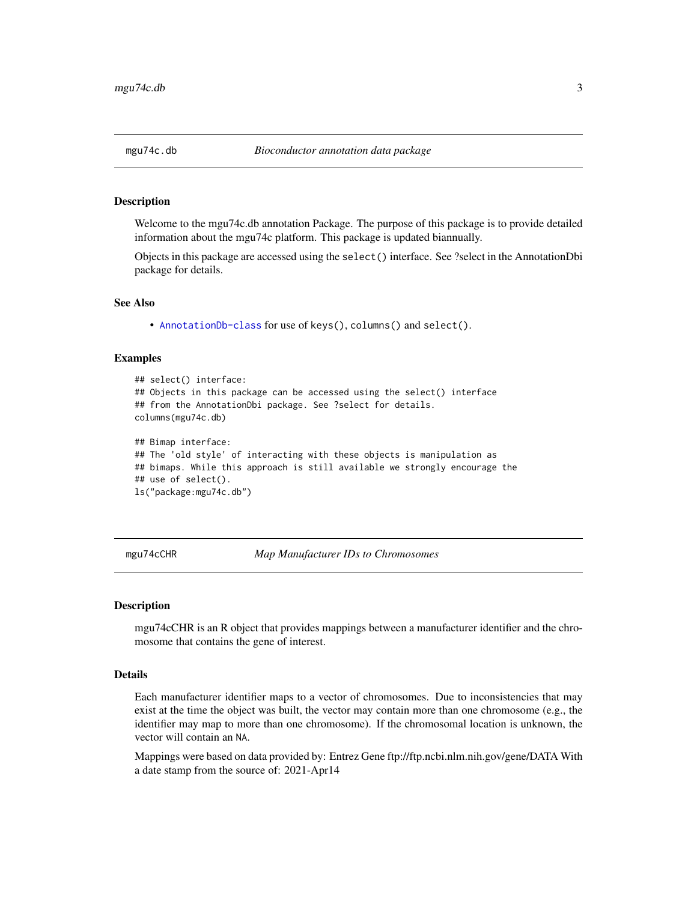## mgu74c.db — *Bioconductor annotation data package*

### Description

Welcome to the mgu74c.db annotation Package. The purpose of this package is to provide detailed information about the mgu74c platform. This package is updated biannually.

Objects in this package are accessed using the `select()` interface. See ?select in the AnnotationDbi package for details.

### See Also

- `AnnotationDb-class` for use of `keys()`, `columns()` and `select()`.

### Examples

```
## select() interface:
## Objects in this package can be accessed using the select() interface
## from the AnnotationDbi package. See ?select for details.
columns(mgu74c.db)

## Bimap interface:
## The 'old style' of interacting with these objects is manipulation as
## bimaps. While this approach is still available we strongly encourage the
## use of select().
ls("package:mgu74c.db")
```

## mgu74cCHR — *Map Manufacturer IDs to Chromosomes*

### Description

mgu74cCHR is an R object that provides mappings between a manufacturer identifier and the chromosome that contains the gene of interest.

### Details

Each manufacturer identifier maps to a vector of chromosomes. Due to inconsistencies that may exist at the time the object was built, the vector may contain more than one chromosome (e.g., the identifier may map to more than one chromosome). If the chromosomal location is unknown, the vector will contain an `NA`.

Mappings were based on data provided by: Entrez Gene ftp://ftp.ncbi.nlm.nih.gov/gene/DATA With a date stamp from the source of: 2021-Apr14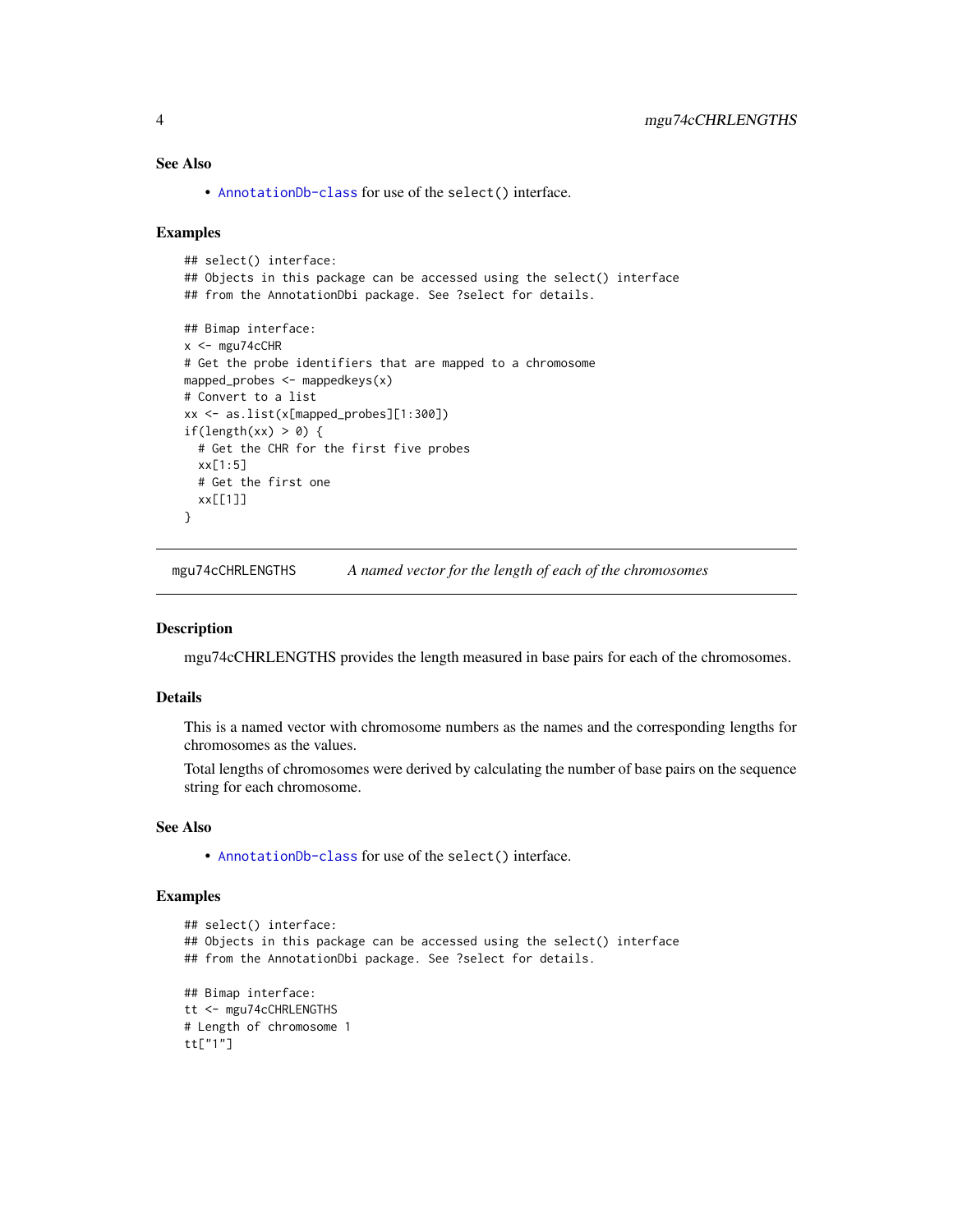### See Also

- AnnotationDb-class for use of the select() interface.

### Examples

```
## select() interface:
## Objects in this package can be accessed using the select() interface
## from the AnnotationDbi package. See ?select for details.

## Bimap interface:
x <- mgu74cCHR
# Get the probe identifiers that are mapped to a chromosome
mapped_probes <- mappedkeys(x)
# Convert to a list
xx <- as.list(x[mapped_probes][1:300])
if(length(xx) > 0) {
  # Get the CHR for the first five probes
  xx[1:5]
  # Get the first one
  xx[[1]]
}
```

---

## mgu74cCHRLENGTHS    *A named vector for the length of each of the chromosomes*

### Description

mgu74cCHRLENGTHS provides the length measured in base pairs for each of the chromosomes.

### Details

This is a named vector with chromosome numbers as the names and the corresponding lengths for chromosomes as the values.

Total lengths of chromosomes were derived by calculating the number of base pairs on the sequence string for each chromosome.

### See Also

- AnnotationDb-class for use of the select() interface.

### Examples

```
## select() interface:
## Objects in this package can be accessed using the select() interface
## from the AnnotationDbi package. See ?select for details.

## Bimap interface:
tt <- mgu74cCHRLENGTHS
# Length of chromosome 1
tt["1"]
```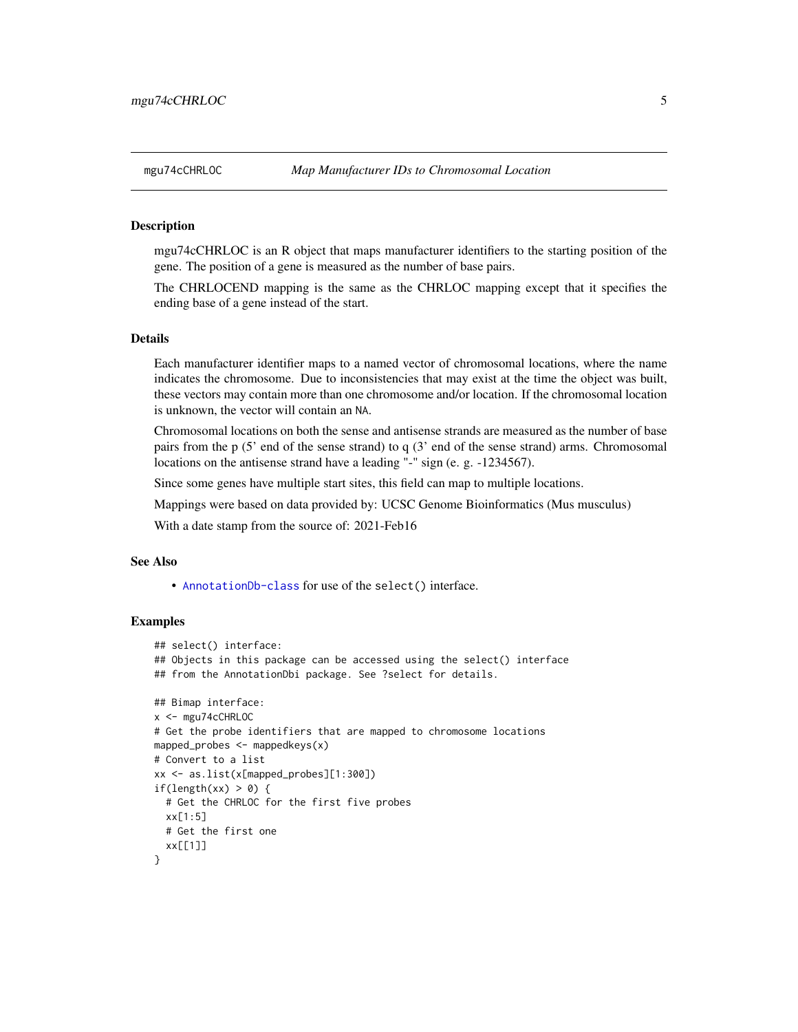## mgu74cCHRLOC *Map Manufacturer IDs to Chromosomal Location*

### Description

mgu74cCHRLOC is an R object that maps manufacturer identifiers to the starting position of the gene. The position of a gene is measured as the number of base pairs.

The CHRLOCEND mapping is the same as the CHRLOC mapping except that it specifies the ending base of a gene instead of the start.

### Details

Each manufacturer identifier maps to a named vector of chromosomal locations, where the name indicates the chromosome. Due to inconsistencies that may exist at the time the object was built, these vectors may contain more than one chromosome and/or location. If the chromosomal location is unknown, the vector will contain an NA.

Chromosomal locations on both the sense and antisense strands are measured as the number of base pairs from the p (5' end of the sense strand) to q (3' end of the sense strand) arms. Chromosomal locations on the antisense strand have a leading "-" sign (e. g. -1234567).

Since some genes have multiple start sites, this field can map to multiple locations.

Mappings were based on data provided by: UCSC Genome Bioinformatics (Mus musculus)

With a date stamp from the source of: 2021-Feb16

### See Also

- AnnotationDb-class for use of the select() interface.

### Examples

```
## select() interface:
## Objects in this package can be accessed using the select() interface
## from the AnnotationDbi package. See ?select for details.

## Bimap interface:
x <- mgu74cCHRLOC
# Get the probe identifiers that are mapped to chromosome locations
mapped_probes <- mappedkeys(x)
# Convert to a list
xx <- as.list(x[mapped_probes][1:300])
if(length(xx) > 0) {
  # Get the CHRLOC for the first five probes
  xx[1:5]
  # Get the first one
  xx[[1]]
}
```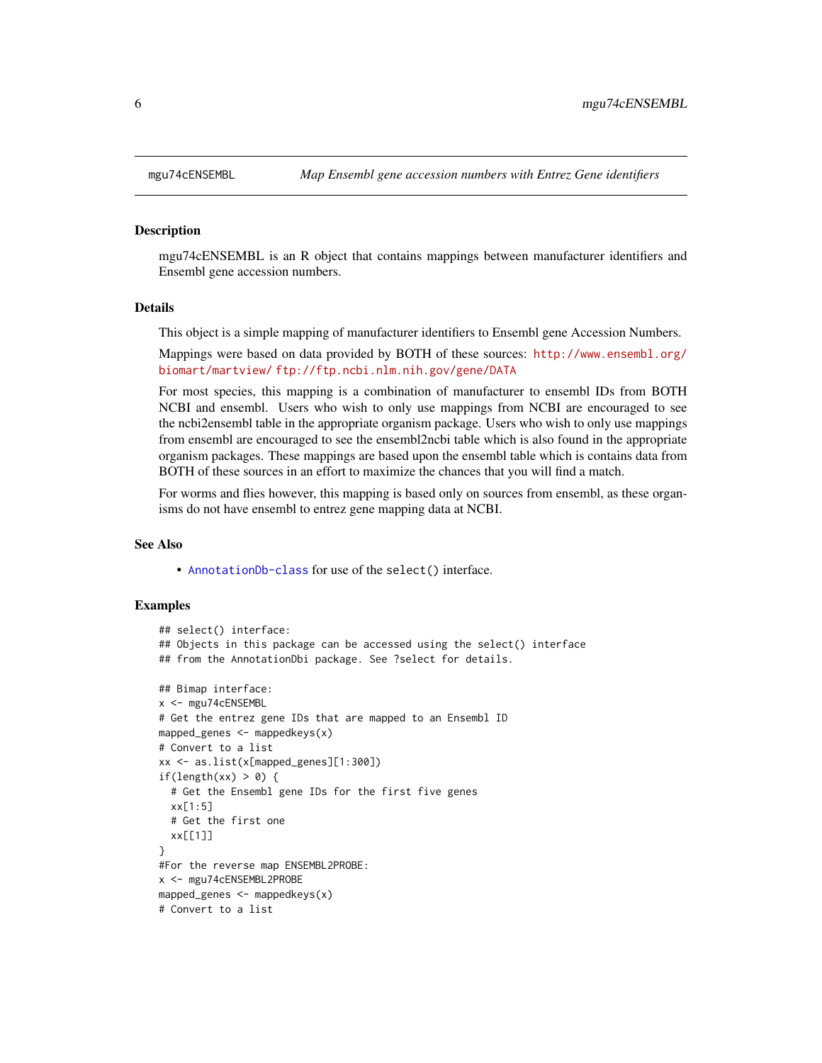## mgu74cENSEMBL — *Map Ensembl gene accession numbers with Entrez Gene identifiers*

### Description

mgu74cENSEMBL is an R object that contains mappings between manufacturer identifiers and Ensembl gene accession numbers.

### Details

This object is a simple mapping of manufacturer identifiers to Ensembl gene Accession Numbers.

Mappings were based on data provided by BOTH of these sources: http://www.ensembl.org/biomart/martview/ ftp://ftp.ncbi.nlm.nih.gov/gene/DATA

For most species, this mapping is a combination of manufacturer to ensembl IDs from BOTH NCBI and ensembl. Users who wish to only use mappings from NCBI are encouraged to see the ncbi2ensembl table in the appropriate organism package. Users who wish to only use mappings from ensembl are encouraged to see the ensembl2ncbi table which is also found in the appropriate organism packages. These mappings are based upon the ensembl table which is contains data from BOTH of these sources in an effort to maximize the chances that you will find a match.

For worms and flies however, this mapping is based only on sources from ensembl, as these organisms do not have ensembl to entrez gene mapping data at NCBI.

### See Also

- AnnotationDb-class for use of the `select()` interface.

### Examples

```
## select() interface:
## Objects in this package can be accessed using the select() interface
## from the AnnotationDbi package. See ?select for details.

## Bimap interface:
x <- mgu74cENSEMBL
# Get the entrez gene IDs that are mapped to an Ensembl ID
mapped_genes <- mappedkeys(x)
# Convert to a list
xx <- as.list(x[mapped_genes][1:300])
if(length(xx) > 0) {
  # Get the Ensembl gene IDs for the first five genes
  xx[1:5]
  # Get the first one
  xx[[1]]
}
#For the reverse map ENSEMBL2PROBE:
x <- mgu74cENSEMBL2PROBE
mapped_genes <- mappedkeys(x)
# Convert to a list
```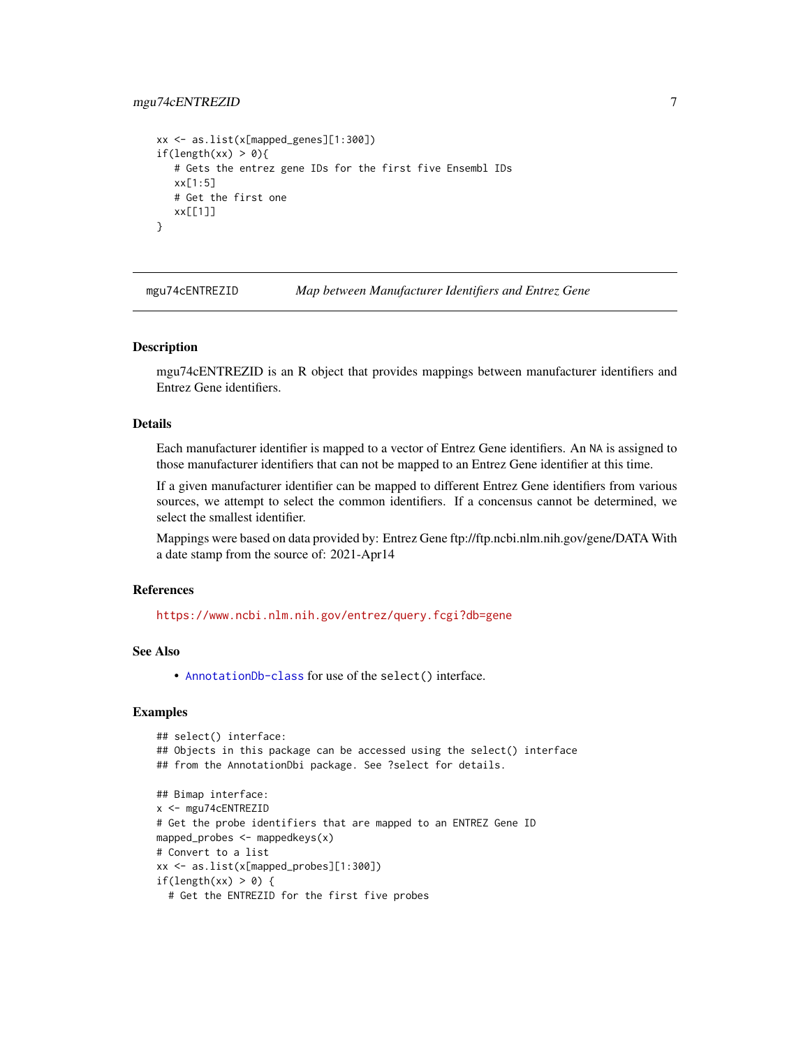```
xx <- as.list(x[mapped_genes][1:300])
if(length(xx) > 0){
   # Gets the entrez gene IDs for the first five Ensembl IDs
   xx[1:5]
   # Get the first one
   xx[[1]]
}
```

## mgu74cENTREZID — *Map between Manufacturer Identifiers and Entrez Gene*

### Description

mgu74cENTREZID is an R object that provides mappings between manufacturer identifiers and Entrez Gene identifiers.

### Details

Each manufacturer identifier is mapped to a vector of Entrez Gene identifiers. An NA is assigned to those manufacturer identifiers that can not be mapped to an Entrez Gene identifier at this time.

If a given manufacturer identifier can be mapped to different Entrez Gene identifiers from various sources, we attempt to select the common identifiers. If a concensus cannot be determined, we select the smallest identifier.

Mappings were based on data provided by: Entrez Gene ftp://ftp.ncbi.nlm.nih.gov/gene/DATA With a date stamp from the source of: 2021-Apr14

### References

https://www.ncbi.nlm.nih.gov/entrez/query.fcgi?db=gene

### See Also

- AnnotationDb-class for use of the select() interface.

### Examples

```
## select() interface:
## Objects in this package can be accessed using the select() interface
## from the AnnotationDbi package. See ?select for details.

## Bimap interface:
x <- mgu74cENTREZID
# Get the probe identifiers that are mapped to an ENTREZ Gene ID
mapped_probes <- mappedkeys(x)
# Convert to a list
xx <- as.list(x[mapped_probes][1:300])
if(length(xx) > 0) {
  # Get the ENTREZID for the first five probes
```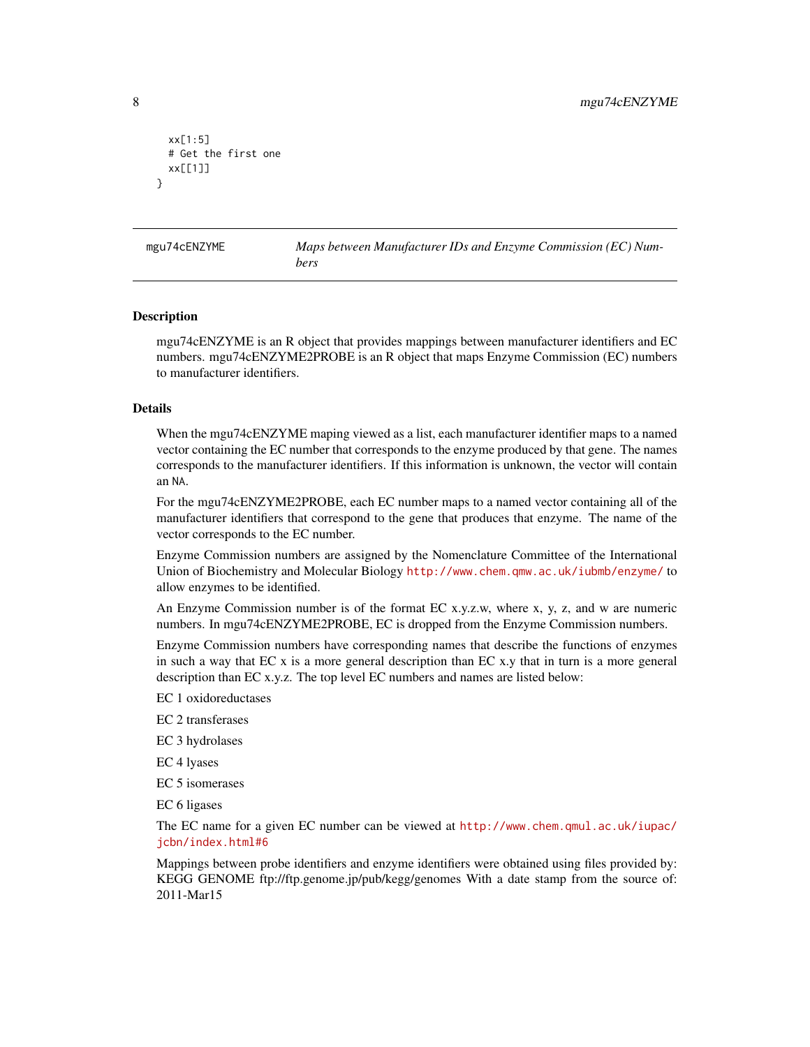```
  xx[1:5]
  # Get the first one
  xx[[1]]
}
```

## mgu74cENZYME — *Maps between Manufacturer IDs and Enzyme Commission (EC) Numbers*

### Description

mgu74cENZYME is an R object that provides mappings between manufacturer identifiers and EC numbers. mgu74cENZYME2PROBE is an R object that maps Enzyme Commission (EC) numbers to manufacturer identifiers.

### Details

When the mgu74cENZYME maping viewed as a list, each manufacturer identifier maps to a named vector containing the EC number that corresponds to the enzyme produced by that gene. The names corresponds to the manufacturer identifiers. If this information is unknown, the vector will contain an `NA`.

For the mgu74cENZYME2PROBE, each EC number maps to a named vector containing all of the manufacturer identifiers that correspond to the gene that produces that enzyme. The name of the vector corresponds to the EC number.

Enzyme Commission numbers are assigned by the Nomenclature Committee of the International Union of Biochemistry and Molecular Biology http://www.chem.qmw.ac.uk/iubmb/enzyme/ to allow enzymes to be identified.

An Enzyme Commission number is of the format EC x.y.z.w, where x, y, z, and w are numeric numbers. In mgu74cENZYME2PROBE, EC is dropped from the Enzyme Commission numbers.

Enzyme Commission numbers have corresponding names that describe the functions of enzymes in such a way that EC x is a more general description than EC x.y that in turn is a more general description than EC x.y.z. The top level EC numbers and names are listed below:

EC 1 oxidoreductases

EC 2 transferases

EC 3 hydrolases

EC 4 lyases

EC 5 isomerases

EC 6 ligases

The EC name for a given EC number can be viewed at http://www.chem.qmul.ac.uk/iupac/jcbn/index.html#6

Mappings between probe identifiers and enzyme identifiers were obtained using files provided by: KEGG GENOME ftp://ftp.genome.jp/pub/kegg/genomes With a date stamp from the source of: 2011-Mar15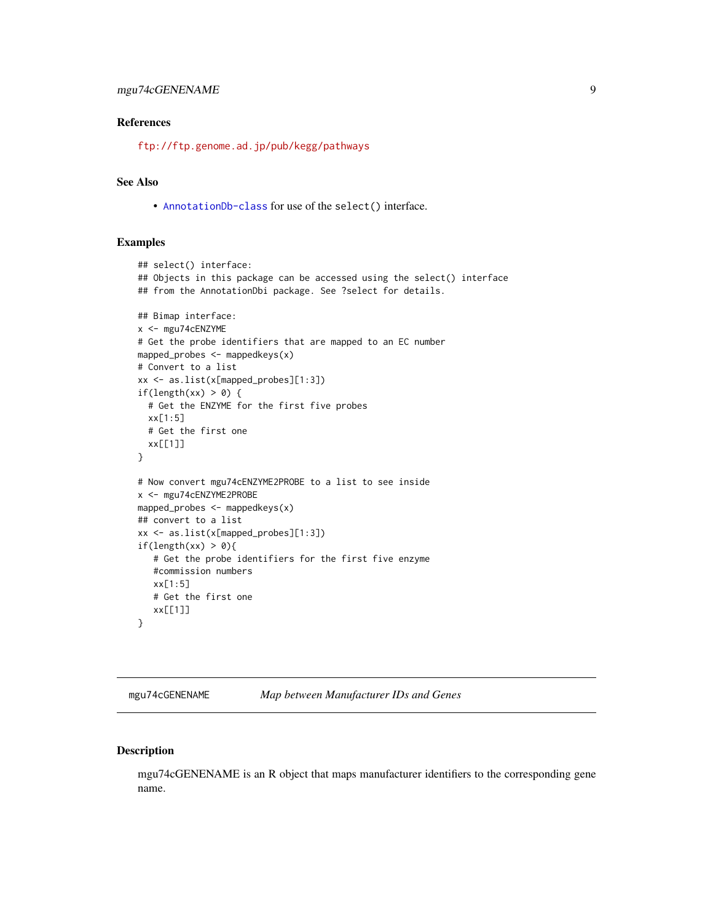### References

ftp://ftp.genome.ad.jp/pub/kegg/pathways

### See Also

- AnnotationDb-class for use of the select() interface.

### Examples

```
## select() interface:
## Objects in this package can be accessed using the select() interface
## from the AnnotationDbi package. See ?select for details.

## Bimap interface:
x <- mgu74cENZYME
# Get the probe identifiers that are mapped to an EC number
mapped_probes <- mappedkeys(x)
# Convert to a list
xx <- as.list(x[mapped_probes][1:3])
if(length(xx) > 0) {
  # Get the ENZYME for the first five probes
  xx[1:5]
  # Get the first one
  xx[[1]]
}

# Now convert mgu74cENZYME2PROBE to a list to see inside
x <- mgu74cENZYME2PROBE
mapped_probes <- mappedkeys(x)
## convert to a list
xx <- as.list(x[mapped_probes][1:3])
if(length(xx) > 0){
   # Get the probe identifiers for the first five enzyme
   #commission numbers
   xx[1:5]
   # Get the first one
   xx[[1]]
}
```

---

## mgu74cGENENAME — *Map between Manufacturer IDs and Genes*

### Description

mgu74cGENENAME is an R object that maps manufacturer identifiers to the corresponding gene name.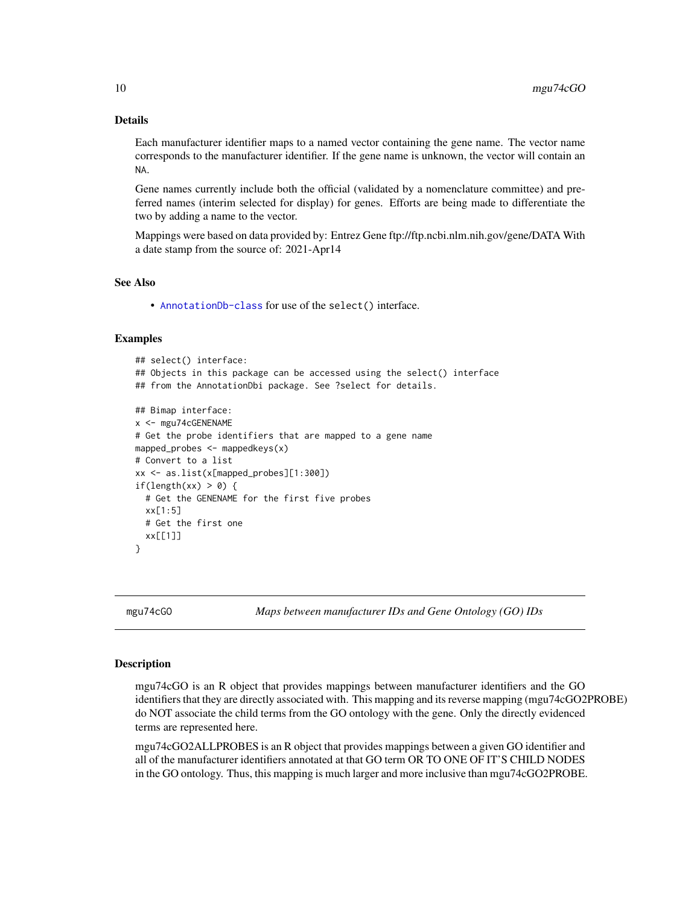### Details

Each manufacturer identifier maps to a named vector containing the gene name. The vector name corresponds to the manufacturer identifier. If the gene name is unknown, the vector will contain an NA.

Gene names currently include both the official (validated by a nomenclature committee) and preferred names (interim selected for display) for genes. Efforts are being made to differentiate the two by adding a name to the vector.

Mappings were based on data provided by: Entrez Gene ftp://ftp.ncbi.nlm.nih.gov/gene/DATA With a date stamp from the source of: 2021-Apr14

### See Also

- AnnotationDb-class for use of the select() interface.

### Examples

```
## select() interface:
## Objects in this package can be accessed using the select() interface
## from the AnnotationDbi package. See ?select for details.

## Bimap interface:
x <- mgu74cGENENAME
# Get the probe identifiers that are mapped to a gene name
mapped_probes <- mappedkeys(x)
# Convert to a list
xx <- as.list(x[mapped_probes][1:300])
if(length(xx) > 0) {
  # Get the GENENAME for the first five probes
  xx[1:5]
  # Get the first one
  xx[[1]]
}
```

---

## mgu74cGO — *Maps between manufacturer IDs and Gene Ontology (GO) IDs*

### Description

mgu74cGO is an R object that provides mappings between manufacturer identifiers and the GO identifiers that they are directly associated with. This mapping and its reverse mapping (mgu74cGO2PROBE) do NOT associate the child terms from the GO ontology with the gene. Only the directly evidenced terms are represented here.

mgu74cGO2ALLPROBES is an R object that provides mappings between a given GO identifier and all of the manufacturer identifiers annotated at that GO term OR TO ONE OF IT'S CHILD NODES in the GO ontology. Thus, this mapping is much larger and more inclusive than mgu74cGO2PROBE.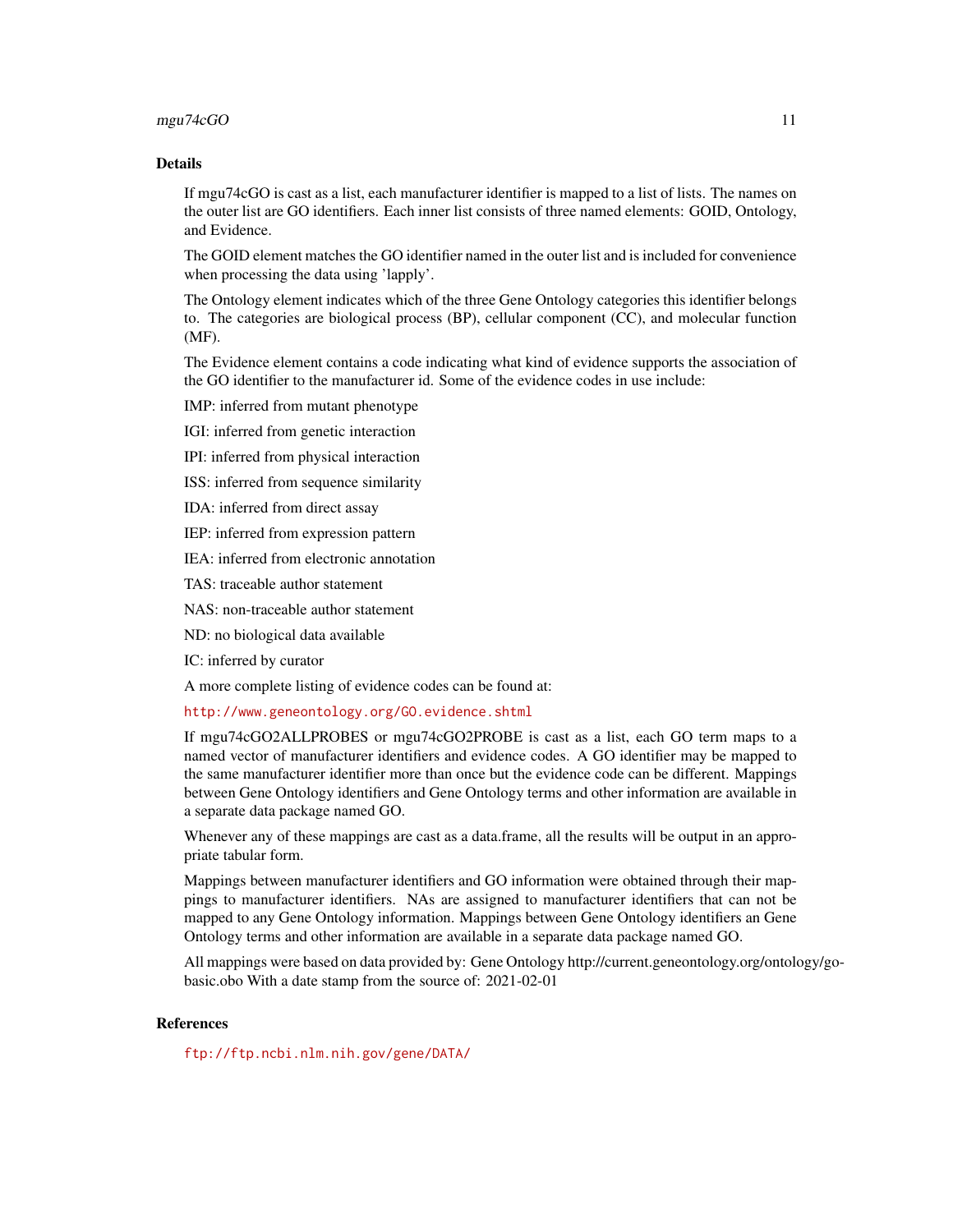## Details

If mgu74cGO is cast as a list, each manufacturer identifier is mapped to a list of lists. The names on the outer list are GO identifiers. Each inner list consists of three named elements: GOID, Ontology, and Evidence.

The GOID element matches the GO identifier named in the outer list and is included for convenience when processing the data using 'lapply'.

The Ontology element indicates which of the three Gene Ontology categories this identifier belongs to. The categories are biological process (BP), cellular component (CC), and molecular function (MF).

The Evidence element contains a code indicating what kind of evidence supports the association of the GO identifier to the manufacturer id. Some of the evidence codes in use include:

IMP: inferred from mutant phenotype

IGI: inferred from genetic interaction

IPI: inferred from physical interaction

ISS: inferred from sequence similarity

IDA: inferred from direct assay

IEP: inferred from expression pattern

IEA: inferred from electronic annotation

TAS: traceable author statement

NAS: non-traceable author statement

ND: no biological data available

IC: inferred by curator

A more complete listing of evidence codes can be found at:

http://www.geneontology.org/GO.evidence.shtml

If mgu74cGO2ALLPROBES or mgu74cGO2PROBE is cast as a list, each GO term maps to a named vector of manufacturer identifiers and evidence codes. A GO identifier may be mapped to the same manufacturer identifier more than once but the evidence code can be different. Mappings between Gene Ontology identifiers and Gene Ontology terms and other information are available in a separate data package named GO.

Whenever any of these mappings are cast as a data.frame, all the results will be output in an appropriate tabular form.

Mappings between manufacturer identifiers and GO information were obtained through their mappings to manufacturer identifiers. NAs are assigned to manufacturer identifiers that can not be mapped to any Gene Ontology information. Mappings between Gene Ontology identifiers an Gene Ontology terms and other information are available in a separate data package named GO.

All mappings were based on data provided by: Gene Ontology http://current.geneontology.org/ontology/go-basic.obo With a date stamp from the source of: 2021-02-01

## References

ftp://ftp.ncbi.nlm.nih.gov/gene/DATA/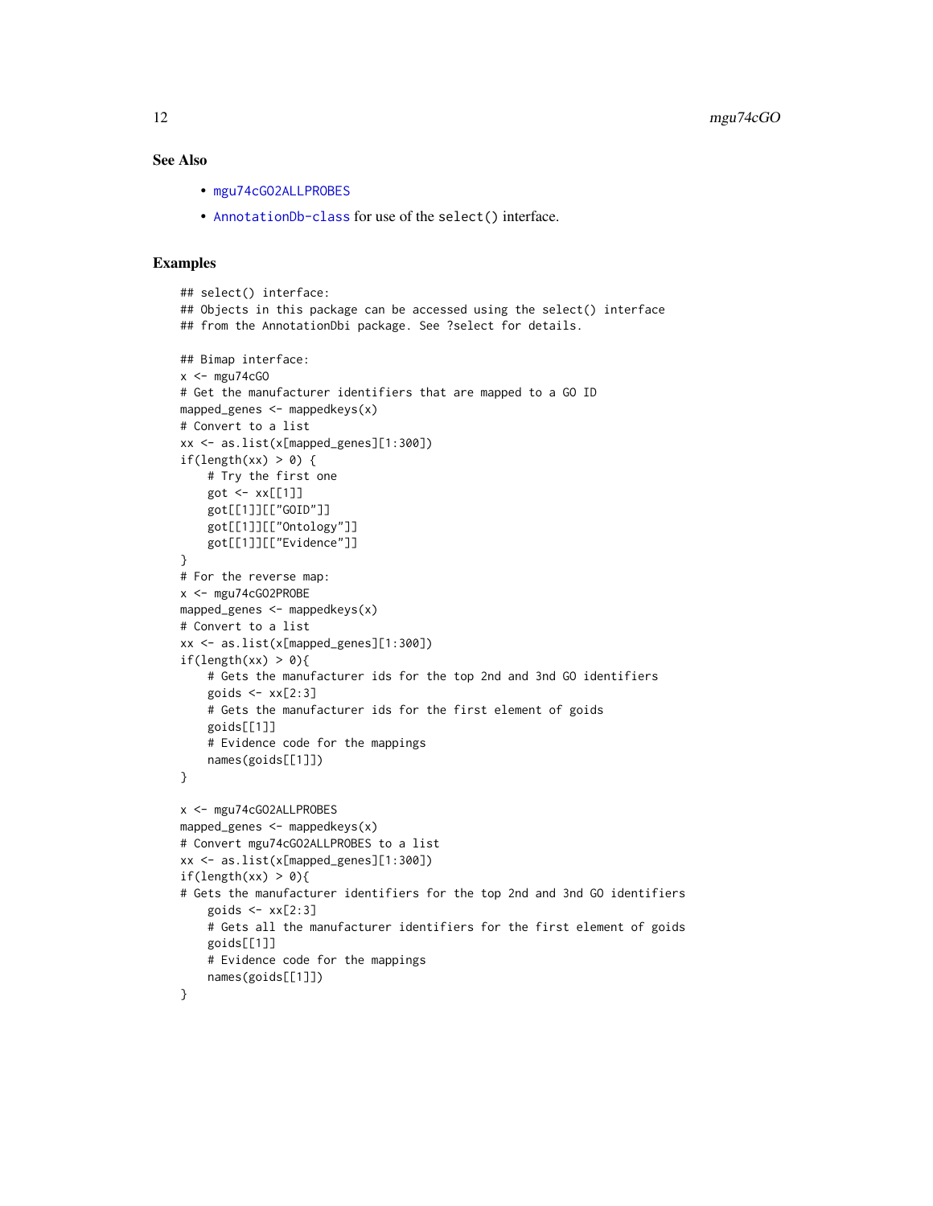### See Also

- `mgu74cGO2ALLPROBES`
- `AnnotationDb-class` for use of the `select()` interface.

### Examples

```
## select() interface:
## Objects in this package can be accessed using the select() interface
## from the AnnotationDbi package. See ?select for details.

## Bimap interface:
x <- mgu74cGO
# Get the manufacturer identifiers that are mapped to a GO ID
mapped_genes <- mappedkeys(x)
# Convert to a list
xx <- as.list(x[mapped_genes][1:300])
if(length(xx) > 0) {
    # Try the first one
    got <- xx[[1]]
    got[[1]][["GOID"]]
    got[[1]][["Ontology"]]
    got[[1]][["Evidence"]]
}
# For the reverse map:
x <- mgu74cGO2PROBE
mapped_genes <- mappedkeys(x)
# Convert to a list
xx <- as.list(x[mapped_genes][1:300])
if(length(xx) > 0){
    # Gets the manufacturer ids for the top 2nd and 3nd GO identifiers
    goids <- xx[2:3]
    # Gets the manufacturer ids for the first element of goids
    goids[[1]]
    # Evidence code for the mappings
    names(goids[[1]])
}

x <- mgu74cGO2ALLPROBES
mapped_genes <- mappedkeys(x)
# Convert mgu74cGO2ALLPROBES to a list
xx <- as.list(x[mapped_genes][1:300])
if(length(xx) > 0){
# Gets the manufacturer identifiers for the top 2nd and 3nd GO identifiers
    goids <- xx[2:3]
    # Gets all the manufacturer identifiers for the first element of goids
    goids[[1]]
    # Evidence code for the mappings
    names(goids[[1]])
}
```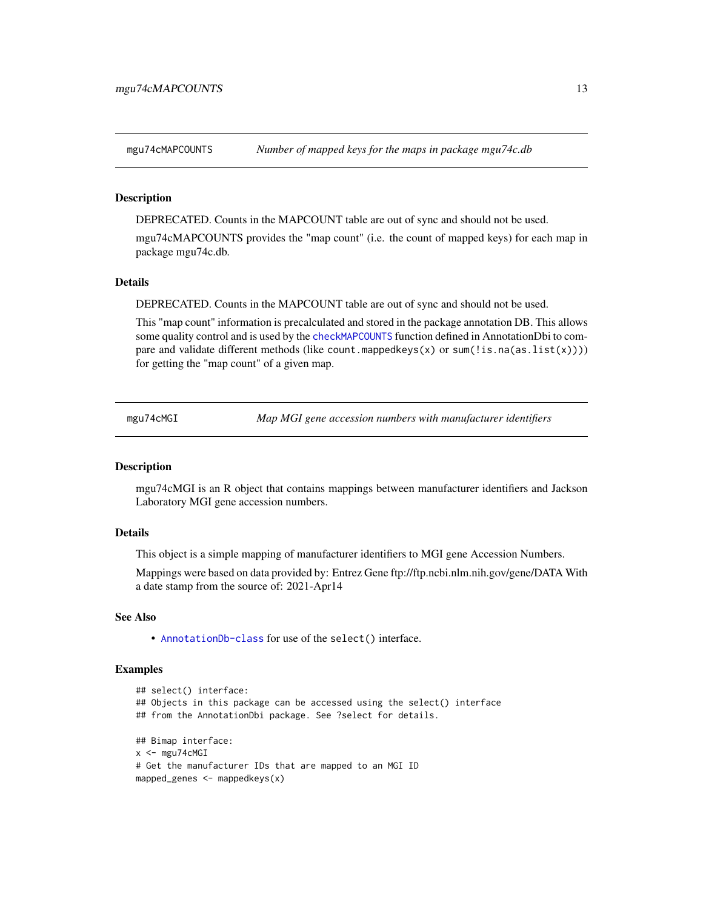## mgu74cMAPCOUNTS — *Number of mapped keys for the maps in package mgu74c.db*

### Description

DEPRECATED. Counts in the MAPCOUNT table are out of sync and should not be used.

mgu74cMAPCOUNTS provides the "map count" (i.e. the count of mapped keys) for each map in package mgu74c.db.

### Details

DEPRECATED. Counts in the MAPCOUNT table are out of sync and should not be used.

This "map count" information is precalculated and stored in the package annotation DB. This allows some quality control and is used by the `checkMAPCOUNTS` function defined in AnnotationDbi to compare and validate different methods (like `count.mappedkeys(x)` or `sum(!is.na(as.list(x)))`) for getting the "map count" of a given map.

## mgu74cMGI — *Map MGI gene accession numbers with manufacturer identifiers*

### Description

mgu74cMGI is an R object that contains mappings between manufacturer identifiers and Jackson Laboratory MGI gene accession numbers.

### Details

This object is a simple mapping of manufacturer identifiers to MGI gene Accession Numbers.

Mappings were based on data provided by: Entrez Gene ftp://ftp.ncbi.nlm.nih.gov/gene/DATA With a date stamp from the source of: 2021-Apr14

### See Also

- `AnnotationDb-class` for use of the `select()` interface.

### Examples

```
## select() interface:
## Objects in this package can be accessed using the select() interface
## from the AnnotationDbi package. See ?select for details.

## Bimap interface:
x <- mgu74cMGI
# Get the manufacturer IDs that are mapped to an MGI ID
mapped_genes <- mappedkeys(x)
```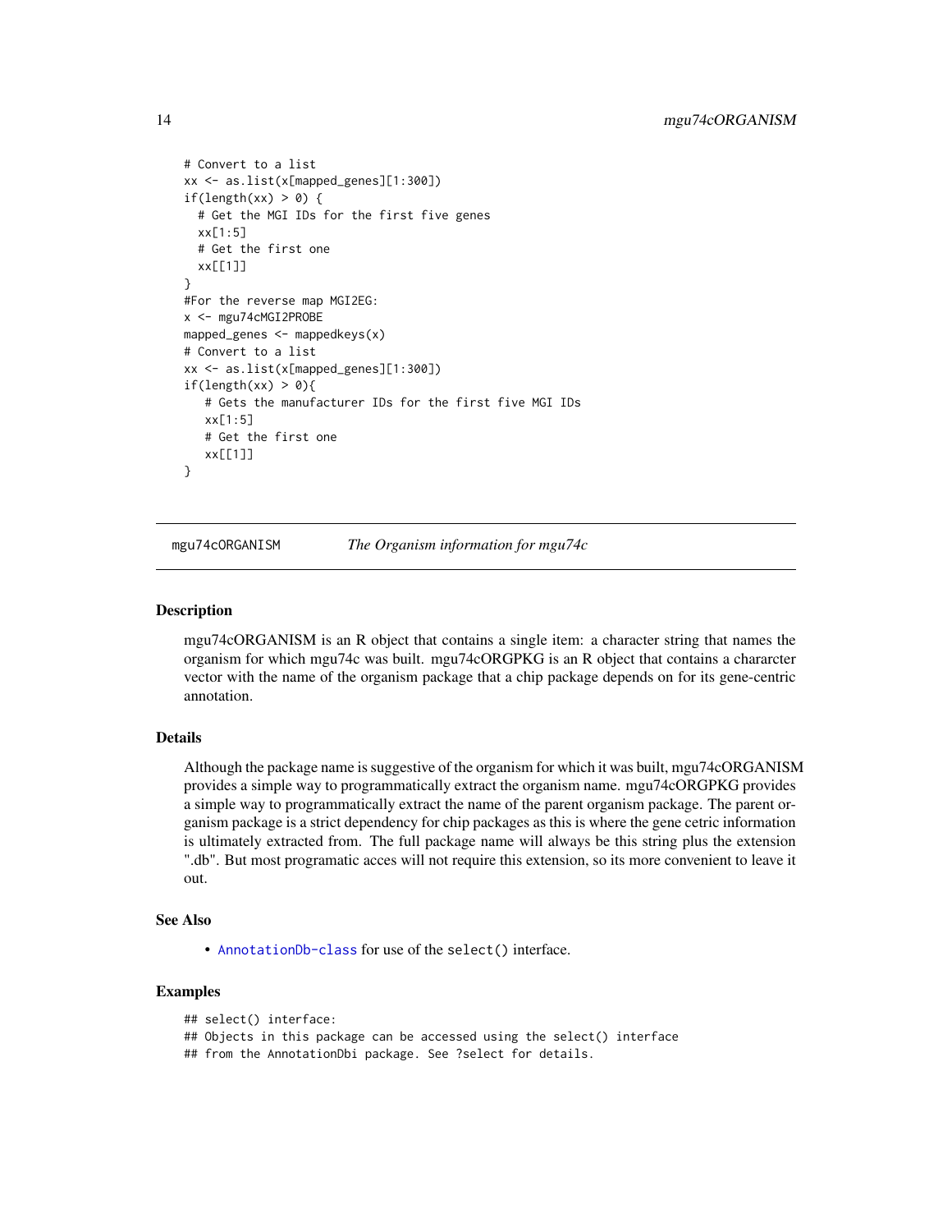```
# Convert to a list
xx <- as.list(x[mapped_genes][1:300])
if(length(xx) > 0) {
  # Get the MGI IDs for the first five genes
  xx[1:5]
  # Get the first one
  xx[[1]]
}
#For the reverse map MGI2EG:
x <- mgu74cMGI2PROBE
mapped_genes <- mappedkeys(x)
# Convert to a list
xx <- as.list(x[mapped_genes][1:300])
if(length(xx) > 0){
   # Gets the manufacturer IDs for the first five MGI IDs
   xx[1:5]
   # Get the first one
   xx[[1]]
}
```

## mgu74cORGANISM — *The Organism information for mgu74c*

### Description

mgu74cORGANISM is an R object that contains a single item: a character string that names the organism for which mgu74c was built. mgu74cORGPKG is an R object that contains a chararcter vector with the name of the organism package that a chip package depends on for its gene-centric annotation.

### Details

Although the package name is suggestive of the organism for which it was built, mgu74cORGANISM provides a simple way to programmatically extract the organism name. mgu74cORGPKG provides a simple way to programmatically extract the name of the parent organism package. The parent organism package is a strict dependency for chip packages as this is where the gene cetric information is ultimately extracted from. The full package name will always be this string plus the extension ".db". But most programatic acces will not require this extension, so its more convenient to leave it out.

### See Also

- `AnnotationDb-class` for use of the `select()` interface.

### Examples

```
## select() interface:
## Objects in this package can be accessed using the select() interface
## from the AnnotationDbi package. See ?select for details.
```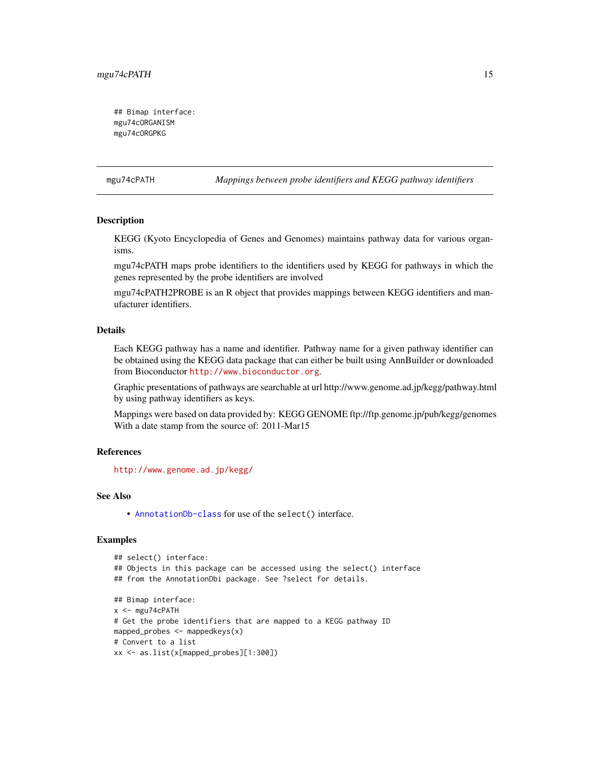```
## Bimap interface:
mgu74cORGANISM
mgu74cORGPKG
```

## mgu74cPATH — *Mappings between probe identifiers and KEGG pathway identifiers*

### Description

KEGG (Kyoto Encyclopedia of Genes and Genomes) maintains pathway data for various organisms.

mgu74cPATH maps probe identifiers to the identifiers used by KEGG for pathways in which the genes represented by the probe identifiers are involved

mgu74cPATH2PROBE is an R object that provides mappings between KEGG identifiers and manufacturer identifiers.

### Details

Each KEGG pathway has a name and identifier. Pathway name for a given pathway identifier can be obtained using the KEGG data package that can either be built using AnnBuilder or downloaded from Bioconductor http://www.bioconductor.org.

Graphic presentations of pathways are searchable at url http://www.genome.ad.jp/kegg/pathway.html by using pathway identifiers as keys.

Mappings were based on data provided by: KEGG GENOME ftp://ftp.genome.jp/pub/kegg/genomes With a date stamp from the source of: 2011-Mar15

### References

http://www.genome.ad.jp/kegg/

### See Also

- AnnotationDb-class for use of the `select()` interface.

### Examples

```
## select() interface:
## Objects in this package can be accessed using the select() interface
## from the AnnotationDbi package. See ?select for details.

## Bimap interface:
x <- mgu74cPATH
# Get the probe identifiers that are mapped to a KEGG pathway ID
mapped_probes <- mappedkeys(x)
# Convert to a list
xx <- as.list(x[mapped_probes][1:300])
```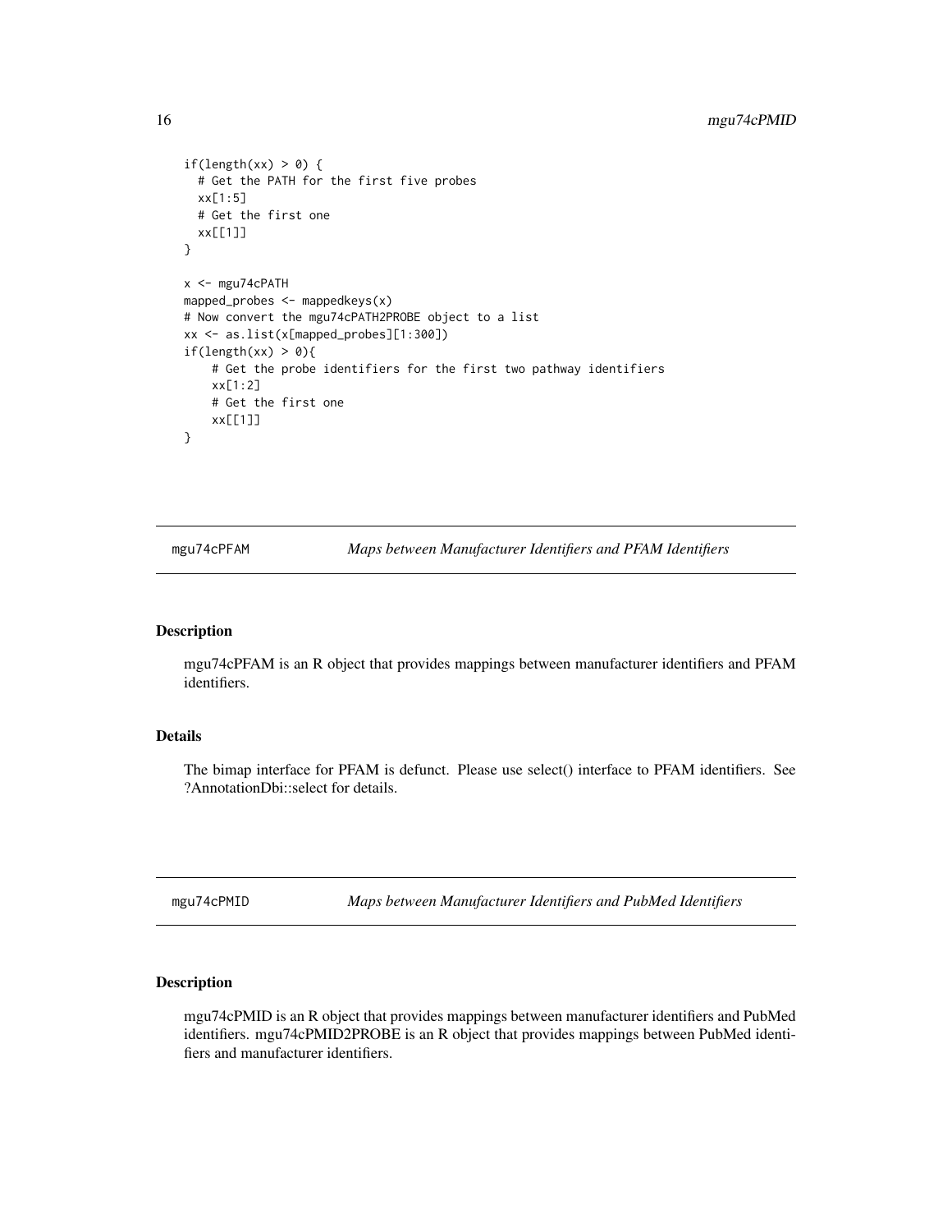```
if(length(xx) > 0) {
  # Get the PATH for the first five probes
  xx[1:5]
  # Get the first one
  xx[[1]]
}

x <- mgu74cPATH
mapped_probes <- mappedkeys(x)
# Now convert the mgu74cPATH2PROBE object to a list
xx <- as.list(x[mapped_probes][1:300])
if(length(xx) > 0){
    # Get the probe identifiers for the first two pathway identifiers
    xx[1:2]
    # Get the first one
    xx[[1]]
}
```

## mgu74cPFAM — *Maps between Manufacturer Identifiers and PFAM Identifiers*

### Description

mgu74cPFAM is an R object that provides mappings between manufacturer identifiers and PFAM identifiers.

### Details

The bimap interface for PFAM is defunct. Please use select() interface to PFAM identifiers. See ?AnnotationDbi::select for details.

## mgu74cPMID — *Maps between Manufacturer Identifiers and PubMed Identifiers*

### Description

mgu74cPMID is an R object that provides mappings between manufacturer identifiers and PubMed identifiers. mgu74cPMID2PROBE is an R object that provides mappings between PubMed identifiers and manufacturer identifiers.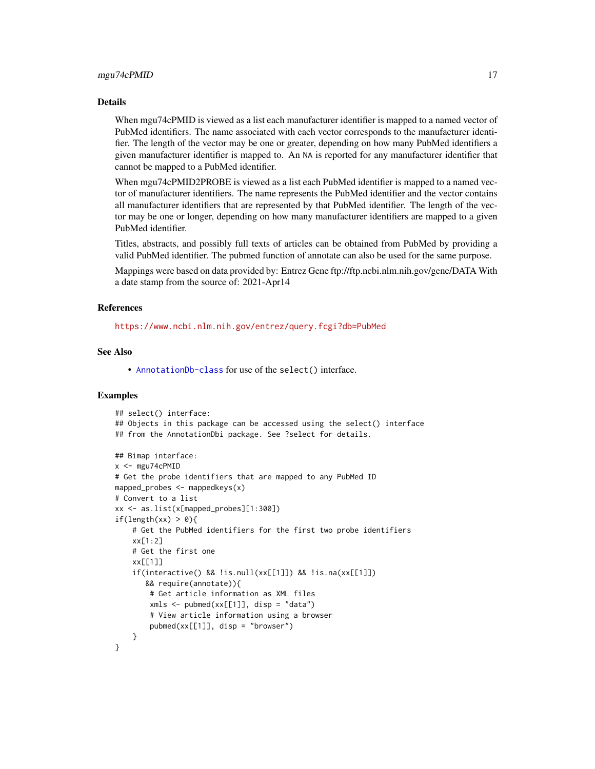## Details

When mgu74cPMID is viewed as a list each manufacturer identifier is mapped to a named vector of PubMed identifiers. The name associated with each vector corresponds to the manufacturer identifier. The length of the vector may be one or greater, depending on how many PubMed identifiers a given manufacturer identifier is mapped to. An NA is reported for any manufacturer identifier that cannot be mapped to a PubMed identifier.

When mgu74cPMID2PROBE is viewed as a list each PubMed identifier is mapped to a named vector of manufacturer identifiers. The name represents the PubMed identifier and the vector contains all manufacturer identifiers that are represented by that PubMed identifier. The length of the vector may be one or longer, depending on how many manufacturer identifiers are mapped to a given PubMed identifier.

Titles, abstracts, and possibly full texts of articles can be obtained from PubMed by providing a valid PubMed identifier. The pubmed function of annotate can also be used for the same purpose.

Mappings were based on data provided by: Entrez Gene ftp://ftp.ncbi.nlm.nih.gov/gene/DATA With a date stamp from the source of: 2021-Apr14

## References

https://www.ncbi.nlm.nih.gov/entrez/query.fcgi?db=PubMed

## See Also

- AnnotationDb-class for use of the select() interface.

## Examples

```
## select() interface:
## Objects in this package can be accessed using the select() interface
## from the AnnotationDbi package. See ?select for details.

## Bimap interface:
x <- mgu74cPMID
# Get the probe identifiers that are mapped to any PubMed ID
mapped_probes <- mappedkeys(x)
# Convert to a list
xx <- as.list(x[mapped_probes][1:300])
if(length(xx) > 0){
    # Get the PubMed identifiers for the first two probe identifiers
    xx[1:2]
    # Get the first one
    xx[[1]]
    if(interactive() && !is.null(xx[[1]]) && !is.na(xx[[1]])
       && require(annotate)){
        # Get article information as XML files
        xmls <- pubmed(xx[[1]], disp = "data")
        # View article information using a browser
        pubmed(xx[[1]], disp = "browser")
    }
}
```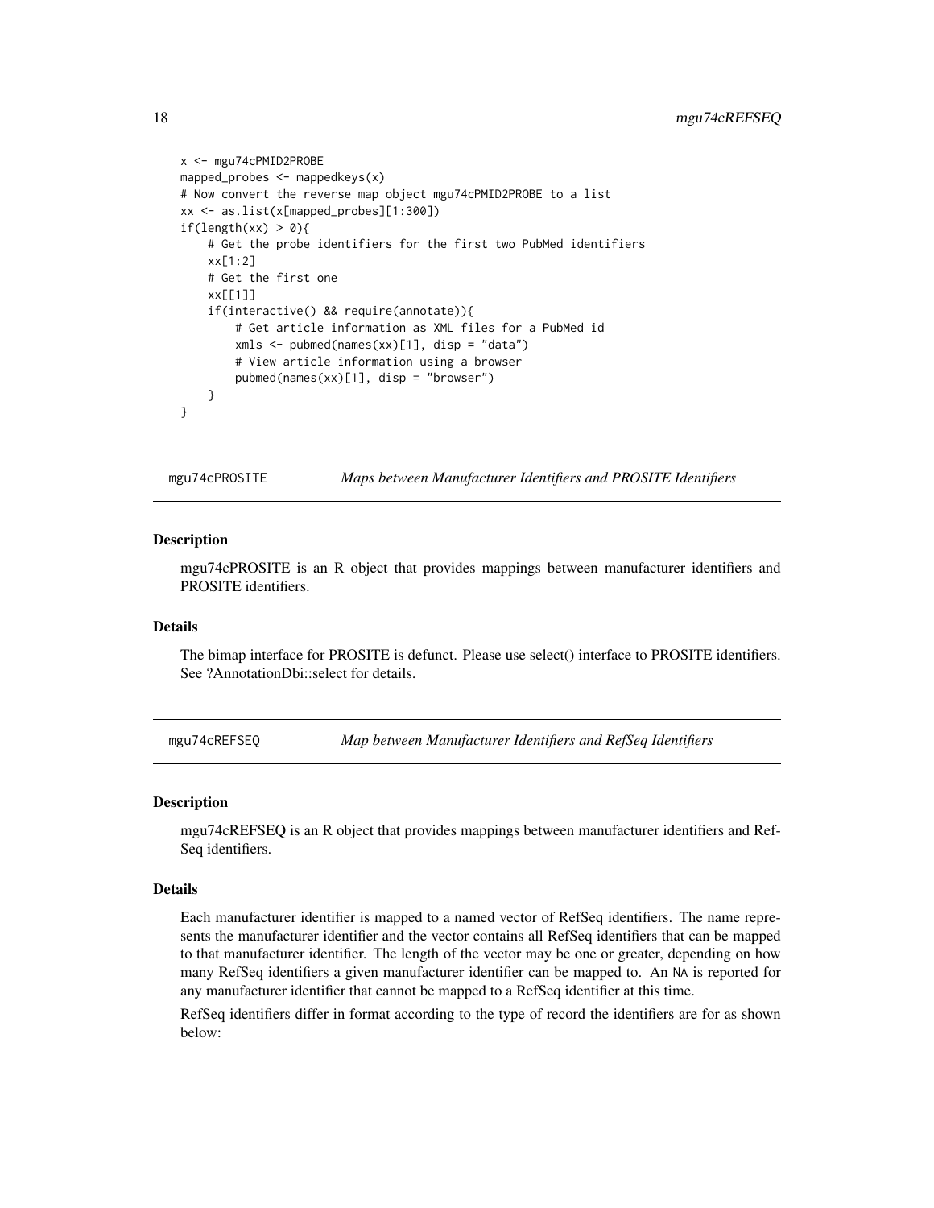```
x <- mgu74cPMID2PROBE
mapped_probes <- mappedkeys(x)
# Now convert the reverse map object mgu74cPMID2PROBE to a list
xx <- as.list(x[mapped_probes][1:300])
if(length(xx) > 0){
    # Get the probe identifiers for the first two PubMed identifiers
    xx[1:2]
    # Get the first one
    xx[[1]]
    if(interactive() && require(annotate)){
        # Get article information as XML files for a PubMed id
        xmls <- pubmed(names(xx)[1], disp = "data")
        # View article information using a browser
        pubmed(names(xx)[1], disp = "browser")
    }
}
```

## mgu74cPROSITE *Maps between Manufacturer Identifiers and PROSITE Identifiers*

### Description

mgu74cPROSITE is an R object that provides mappings between manufacturer identifiers and PROSITE identifiers.

### Details

The bimap interface for PROSITE is defunct. Please use select() interface to PROSITE identifiers. See ?AnnotationDbi::select for details.

## mgu74cREFSEQ *Map between Manufacturer Identifiers and RefSeq Identifiers*

### Description

mgu74cREFSEQ is an R object that provides mappings between manufacturer identifiers and RefSeq identifiers.

### Details

Each manufacturer identifier is mapped to a named vector of RefSeq identifiers. The name represents the manufacturer identifier and the vector contains all RefSeq identifiers that can be mapped to that manufacturer identifier. The length of the vector may be one or greater, depending on how many RefSeq identifiers a given manufacturer identifier can be mapped to. An NA is reported for any manufacturer identifier that cannot be mapped to a RefSeq identifier at this time.

RefSeq identifiers differ in format according to the type of record the identifiers are for as shown below: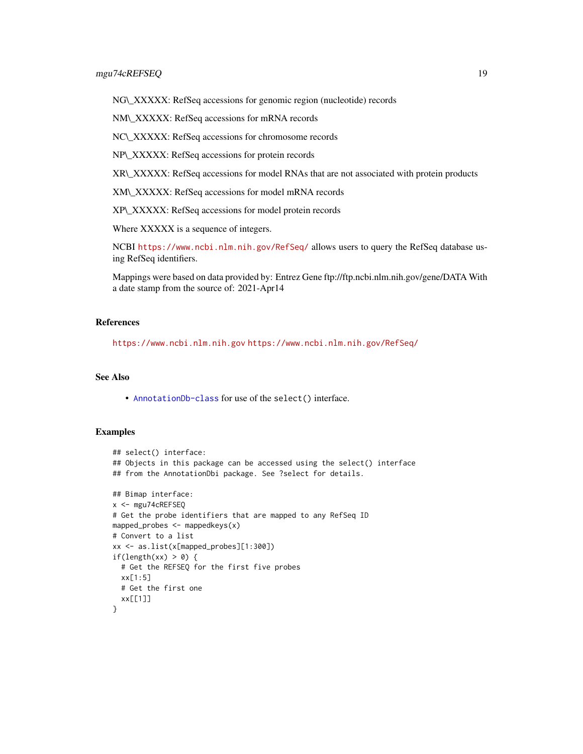NG\_XXXXX: RefSeq accessions for genomic region (nucleotide) records

NM\_XXXXX: RefSeq accessions for mRNA records

NC\_XXXXX: RefSeq accessions for chromosome records

NP\_XXXXX: RefSeq accessions for protein records

XR\_XXXXX: RefSeq accessions for model RNAs that are not associated with protein products

XM\_XXXXX: RefSeq accessions for model mRNA records

XP\_XXXXX: RefSeq accessions for model protein records

Where XXXXX is a sequence of integers.

NCBI https://www.ncbi.nlm.nih.gov/RefSeq/ allows users to query the RefSeq database using RefSeq identifiers.

Mappings were based on data provided by: Entrez Gene ftp://ftp.ncbi.nlm.nih.gov/gene/DATA With a date stamp from the source of: 2021-Apr14

## References

https://www.ncbi.nlm.nih.gov https://www.ncbi.nlm.nih.gov/RefSeq/

## See Also

- AnnotationDb-class for use of the `select()` interface.

## Examples

```
## select() interface:
## Objects in this package can be accessed using the select() interface
## from the AnnotationDbi package. See ?select for details.

## Bimap interface:
x <- mgu74cREFSEQ
# Get the probe identifiers that are mapped to any RefSeq ID
mapped_probes <- mappedkeys(x)
# Convert to a list
xx <- as.list(x[mapped_probes][1:300])
if(length(xx) > 0) {
  # Get the REFSEQ for the first five probes
  xx[1:5]
  # Get the first one
  xx[[1]]
}
```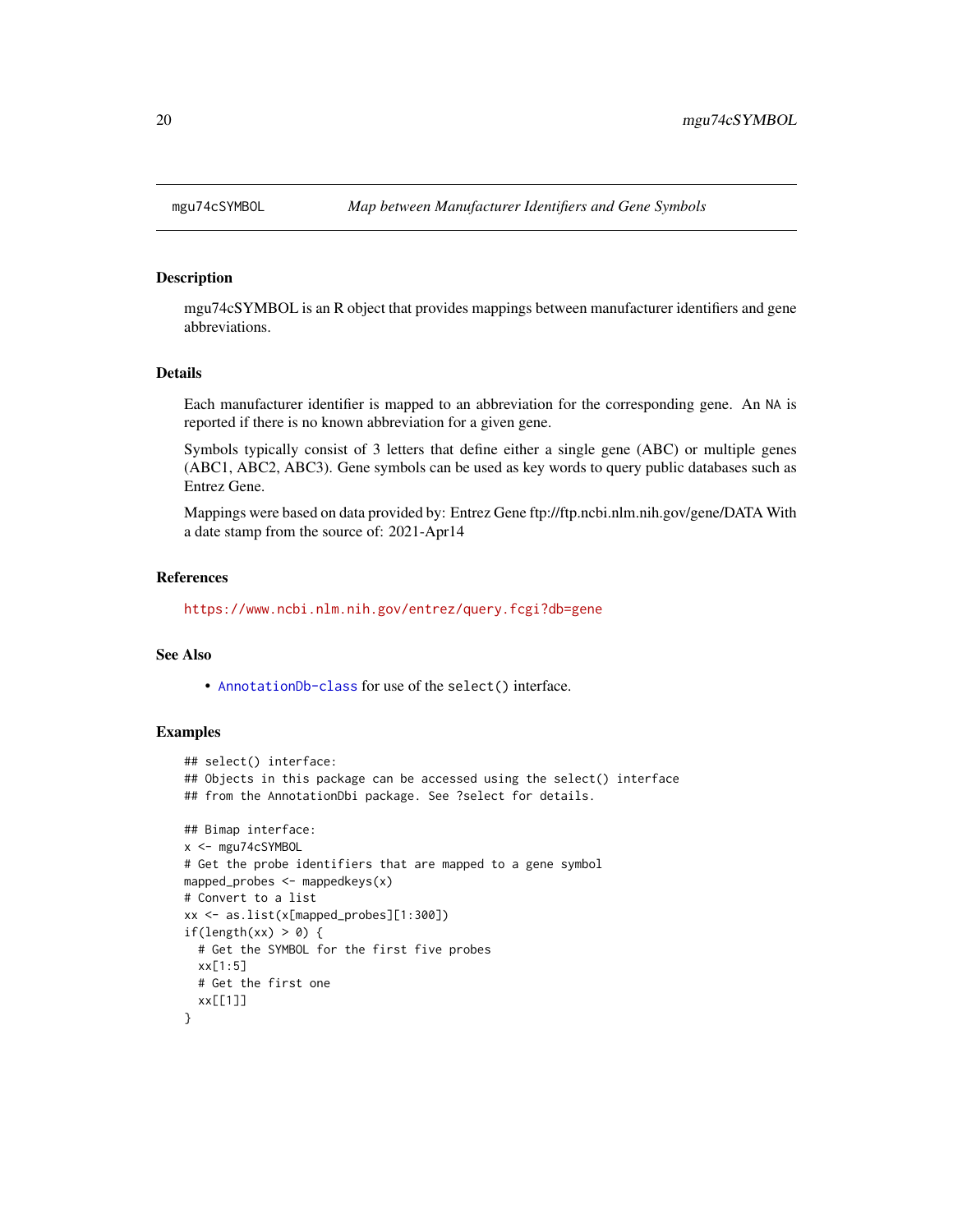mgu74cSYMBOL *Map between Manufacturer Identifiers and Gene Symbols*

## Description

mgu74cSYMBOL is an R object that provides mappings between manufacturer identifiers and gene abbreviations.

## Details

Each manufacturer identifier is mapped to an abbreviation for the corresponding gene. An NA is reported if there is no known abbreviation for a given gene.

Symbols typically consist of 3 letters that define either a single gene (ABC) or multiple genes (ABC1, ABC2, ABC3). Gene symbols can be used as key words to query public databases such as Entrez Gene.

Mappings were based on data provided by: Entrez Gene ftp://ftp.ncbi.nlm.nih.gov/gene/DATA With a date stamp from the source of: 2021-Apr14

## References

https://www.ncbi.nlm.nih.gov/entrez/query.fcgi?db=gene

## See Also

- AnnotationDb-class for use of the select() interface.

## Examples

```
## select() interface:
## Objects in this package can be accessed using the select() interface
## from the AnnotationDbi package. See ?select for details.

## Bimap interface:
x <- mgu74cSYMBOL
# Get the probe identifiers that are mapped to a gene symbol
mapped_probes <- mappedkeys(x)
# Convert to a list
xx <- as.list(x[mapped_probes][1:300])
if(length(xx) > 0) {
  # Get the SYMBOL for the first five probes
  xx[1:5]
  # Get the first one
  xx[[1]]
}
```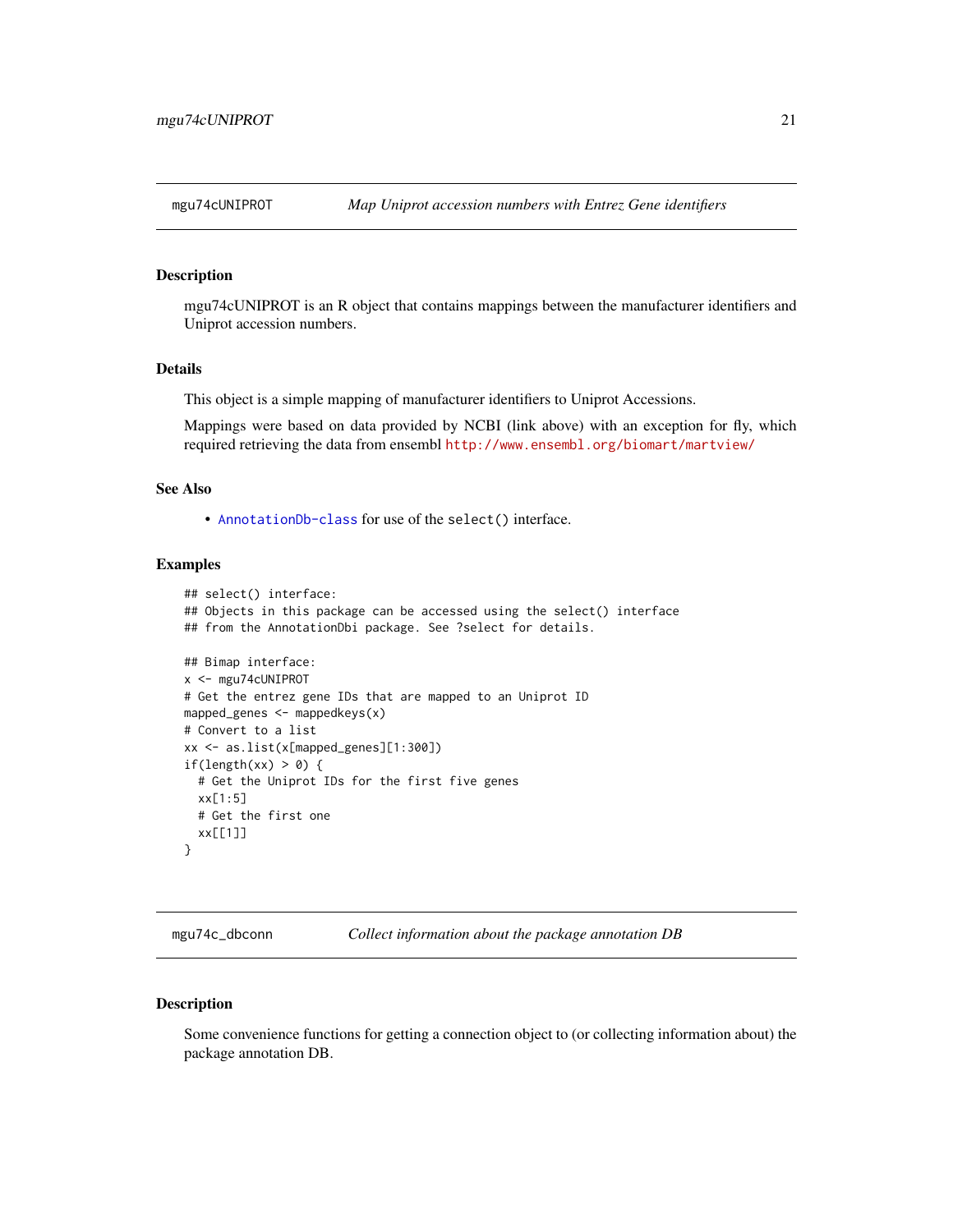## mgu74cUNIPROT *Map Uniprot accession numbers with Entrez Gene identifiers*

### Description

mgu74cUNIPROT is an R object that contains mappings between the manufacturer identifiers and Uniprot accession numbers.

### Details

This object is a simple mapping of manufacturer identifiers to Uniprot Accessions.

Mappings were based on data provided by NCBI (link above) with an exception for fly, which required retrieving the data from ensembl http://www.ensembl.org/biomart/martview/

### See Also

- AnnotationDb-class for use of the select() interface.

### Examples

```
## select() interface:
## Objects in this package can be accessed using the select() interface
## from the AnnotationDbi package. See ?select for details.

## Bimap interface:
x <- mgu74cUNIPROT
# Get the entrez gene IDs that are mapped to an Uniprot ID
mapped_genes <- mappedkeys(x)
# Convert to a list
xx <- as.list(x[mapped_genes][1:300])
if(length(xx) > 0) {
  # Get the Uniprot IDs for the first five genes
  xx[1:5]
  # Get the first one
  xx[[1]]
}
```

## mgu74c_dbconn *Collect information about the package annotation DB*

### Description

Some convenience functions for getting a connection object to (or collecting information about) the package annotation DB.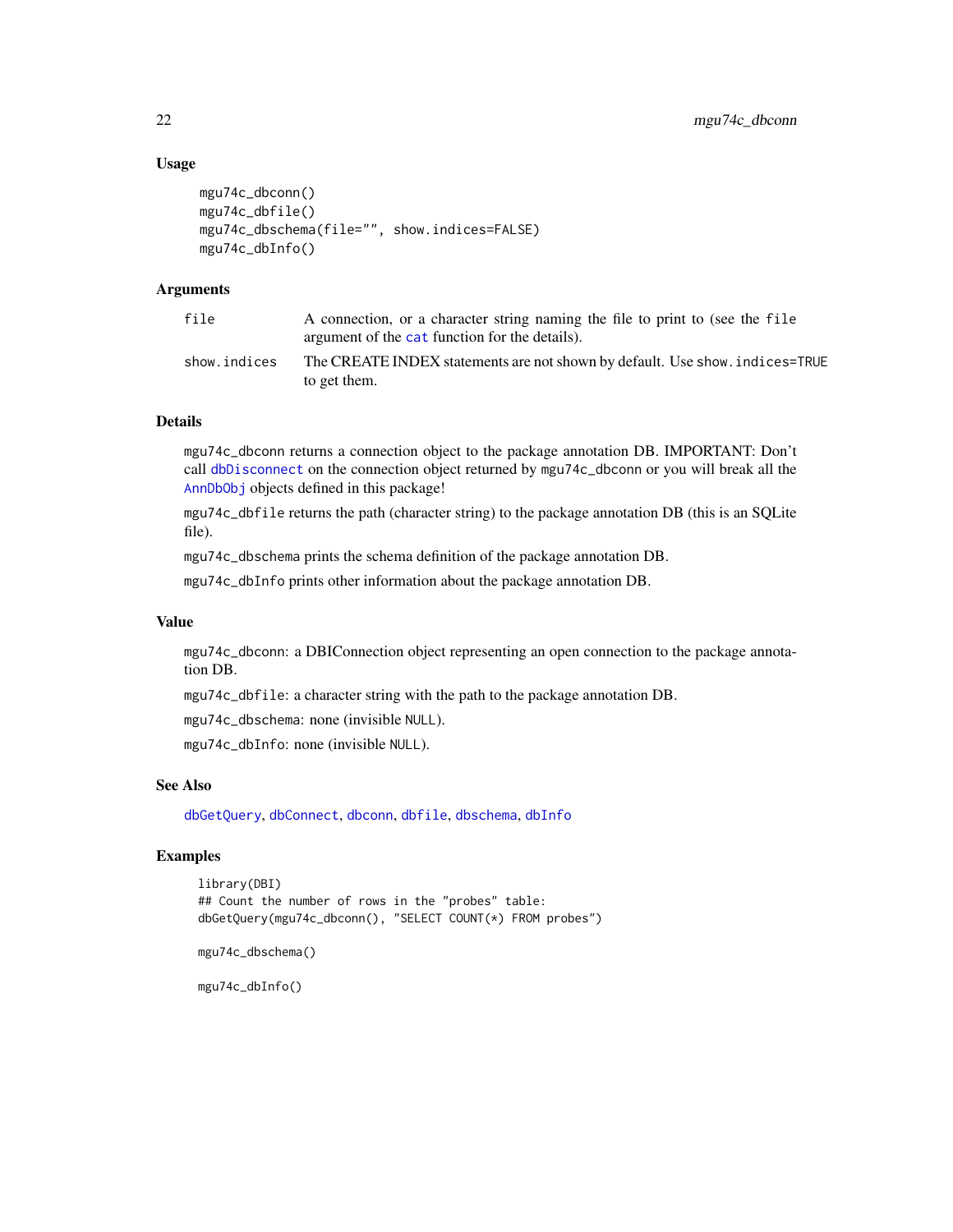## Usage

```
mgu74c_dbconn()
mgu74c_dbfile()
mgu74c_dbschema(file="", show.indices=FALSE)
mgu74c_dbInfo()
```

## Arguments

| | |
|---|---|
| file | A connection, or a character string naming the file to print to (see the file argument of the cat function for the details). |
| show.indices | The CREATE INDEX statements are not shown by default. Use show.indices=TRUE to get them. |

## Details

mgu74c_dbconn returns a connection object to the package annotation DB. IMPORTANT: Don't call dbDisconnect on the connection object returned by mgu74c_dbconn or you will break all the AnnDbObj objects defined in this package!

mgu74c_dbfile returns the path (character string) to the package annotation DB (this is an SQLite file).

mgu74c_dbschema prints the schema definition of the package annotation DB.

mgu74c_dbInfo prints other information about the package annotation DB.

## Value

mgu74c_dbconn: a DBIConnection object representing an open connection to the package annotation DB.

mgu74c_dbfile: a character string with the path to the package annotation DB.

mgu74c_dbschema: none (invisible NULL).

mgu74c_dbInfo: none (invisible NULL).

## See Also

dbGetQuery, dbConnect, dbconn, dbfile, dbschema, dbInfo

## Examples

```
library(DBI)
## Count the number of rows in the "probes" table:
dbGetQuery(mgu74c_dbconn(), "SELECT COUNT(*) FROM probes")

mgu74c_dbschema()

mgu74c_dbInfo()
```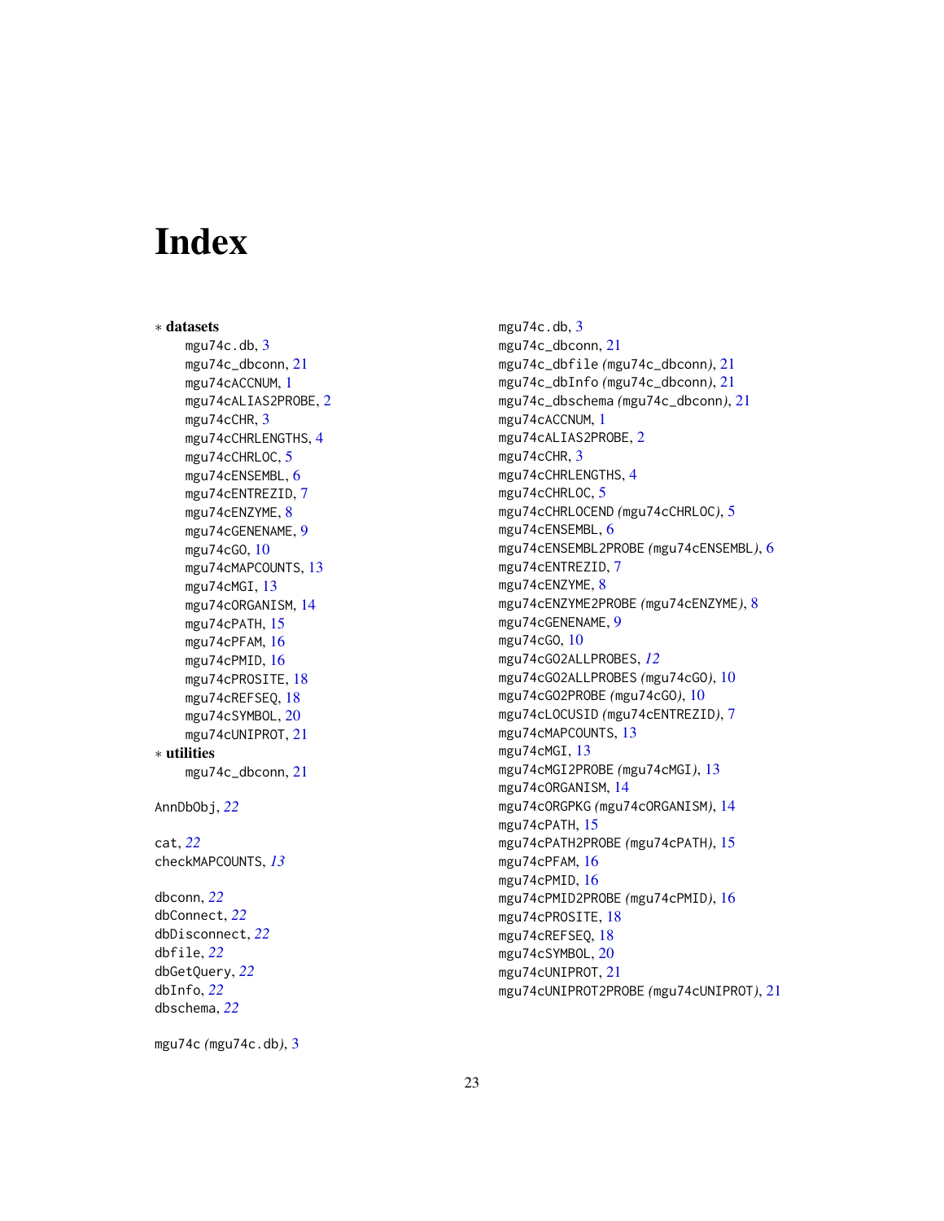# Index

∗ **datasets**

mgu74c.db, 3
mgu74c_dbconn, 21
mgu74cACCNUM, 1
mgu74cALIAS2PROBE, 2
mgu74cCHR, 3
mgu74cCHRLENGTHS, 4
mgu74cCHRLOC, 5
mgu74cENSEMBL, 6
mgu74cENTREZID, 7
mgu74cENZYME, 8
mgu74cGENENAME, 9
mgu74cGO, 10
mgu74cMAPCOUNTS, 13
mgu74cMGI, 13
mgu74cORGANISM, 14
mgu74cPATH, 15
mgu74cPFAM, 16
mgu74cPMID, 16
mgu74cPROSITE, 18
mgu74cREFSEQ, 18
mgu74cSYMBOL, 20
mgu74cUNIPROT, 21

∗ **utilities**

mgu74c_dbconn, 21

AnnDbObj, *22*

cat, *22*
checkMAPCOUNTS, *13*

dbconn, *22*
dbConnect, *22*
dbDisconnect, *22*
dbfile, *22*
dbGetQuery, *22*
dbInfo, *22*
dbschema, *22*

mgu74c *(mgu74c.db)*, 3
mgu74c.db, 3
mgu74c_dbconn, 21
mgu74c_dbfile *(mgu74c_dbconn)*, 21
mgu74c_dbInfo *(mgu74c_dbconn)*, 21
mgu74c_dbschema *(mgu74c_dbconn)*, 21
mgu74cACCNUM, 1
mgu74cALIAS2PROBE, 2
mgu74cCHR, 3
mgu74cCHRLENGTHS, 4
mgu74cCHRLOC, 5
mgu74cCHRLOCEND *(mgu74cCHRLOC)*, 5
mgu74cENSEMBL, 6
mgu74cENSEMBL2PROBE *(mgu74cENSEMBL)*, 6
mgu74cENTREZID, 7
mgu74cENZYME, 8
mgu74cENZYME2PROBE *(mgu74cENZYME)*, 8
mgu74cGENENAME, 9
mgu74cGO, 10
mgu74cGO2ALLPROBES, *12*
mgu74cGO2ALLPROBES *(mgu74cGO)*, 10
mgu74cGO2PROBE *(mgu74cGO)*, 10
mgu74cLOCUSID *(mgu74cENTREZID)*, 7
mgu74cMAPCOUNTS, 13
mgu74cMGI, 13
mgu74cMGI2PROBE *(mgu74cMGI)*, 13
mgu74cORGANISM, 14
mgu74cORGPKG *(mgu74cORGANISM)*, 14
mgu74cPATH, 15
mgu74cPATH2PROBE *(mgu74cPATH)*, 15
mgu74cPFAM, 16
mgu74cPMID, 16
mgu74cPMID2PROBE *(mgu74cPMID)*, 16
mgu74cPROSITE, 18
mgu74cREFSEQ, 18
mgu74cSYMBOL, 20
mgu74cUNIPROT, 21
mgu74cUNIPROT2PROBE *(mgu74cUNIPROT)*, 21